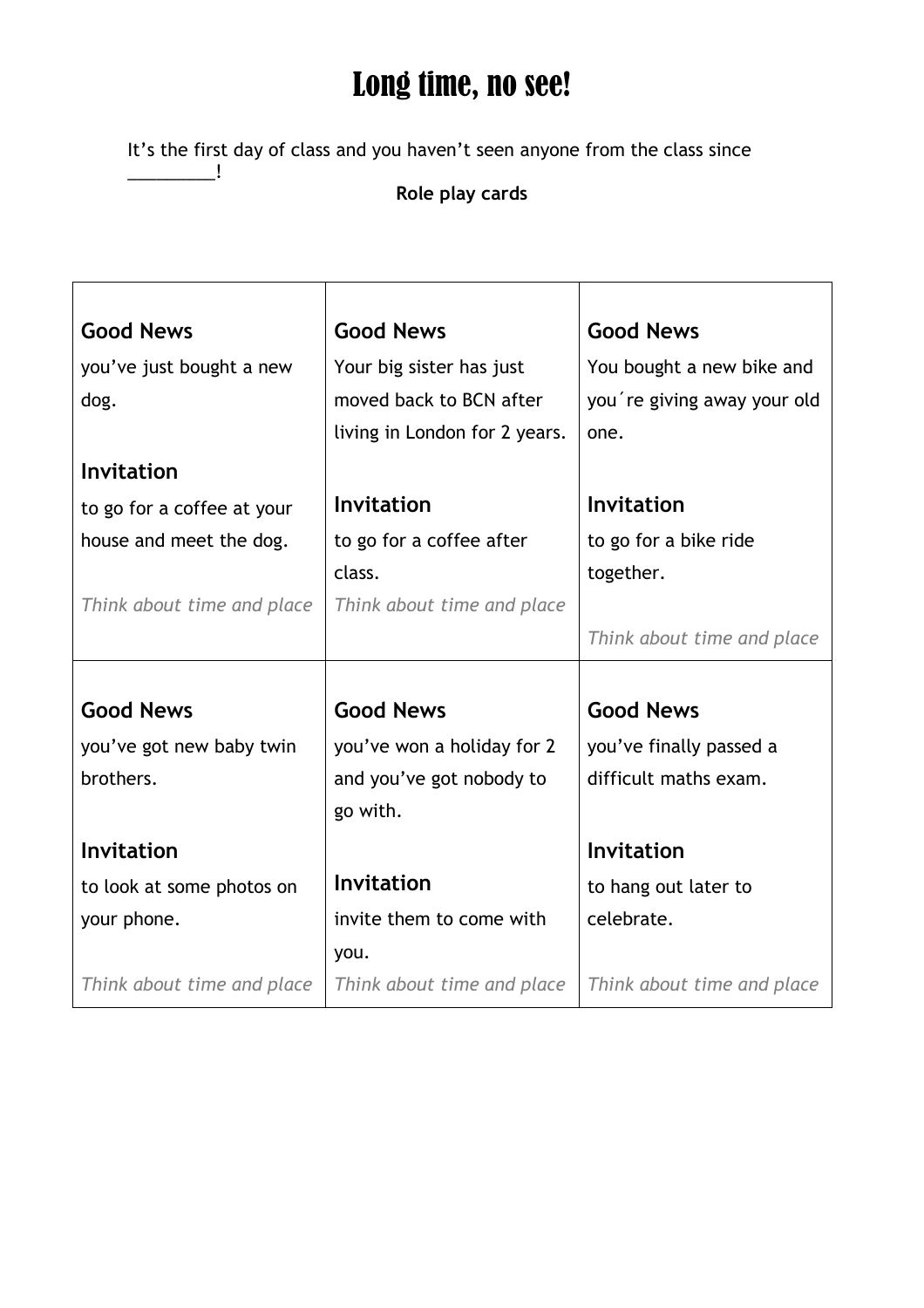# Long time, no see!

It's the first day of class and you haven't seen anyone from the class since _________!

**Role play cards**

| **Good News**<br>you've just bought a new dog.<br><br>**Invitation**<br>to go for a coffee at your house and meet the dog.<br><br>*Think about time and place* | **Good News**<br>Your big sister has just moved back to BCN after living in London for 2 years.<br><br>**Invitation**<br>to go for a coffee after class.<br><br>*Think about time and place* | **Good News**<br>You bought a new bike and you´re giving away your old one.<br><br>**Invitation**<br>to go for a bike ride together.<br><br>*Think about time and place* |
|---|---|---|
| **Good News**<br>you've got new baby twin brothers.<br><br>**Invitation**<br>to look at some photos on your phone.<br><br>*Think about time and place* | **Good News**<br>you've won a holiday for 2 and you've got nobody to go with.<br><br>**Invitation**<br>invite them to come with you.<br><br>*Think about time and place* | **Good News**<br>you've finally passed a difficult maths exam.<br><br>**Invitation**<br>to hang out later to celebrate.<br><br>*Think about time and place* |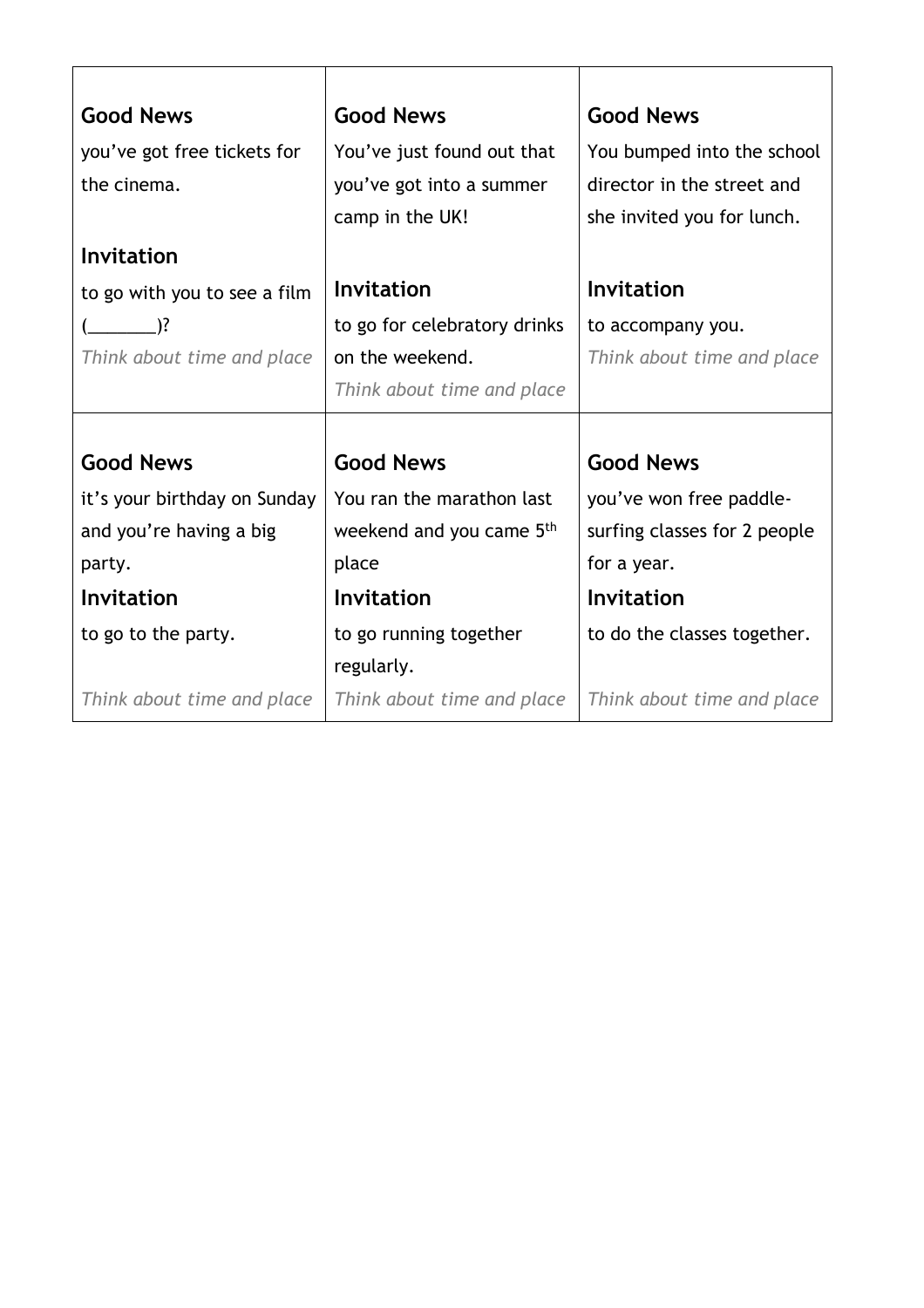| | | |
|---|---|---|
| **Good News**<br>you've got free tickets for the cinema.<br><br>**Invitation**<br>to go with you to see a film (_______)?<br>*Think about time and place* | **Good News**<br>You've just found out that you've got into a summer camp in the UK!<br><br>**Invitation**<br>to go for celebratory drinks on the weekend.<br>*Think about time and place* | **Good News**<br>You bumped into the school director in the street and she invited you for lunch.<br><br>**Invitation**<br>to accompany you.<br>*Think about time and place* |
| **Good News**<br>it's your birthday on Sunday and you're having a big party.<br>**Invitation**<br>to go to the party.<br><br>*Think about time and place* | **Good News**<br>You ran the marathon last weekend and you came 5th place<br>**Invitation**<br>to go running together regularly.<br>*Think about time and place* | **Good News**<br>you've won free paddle-surfing classes for 2 people for a year.<br>**Invitation**<br>to do the classes together.<br><br>*Think about time and place* |